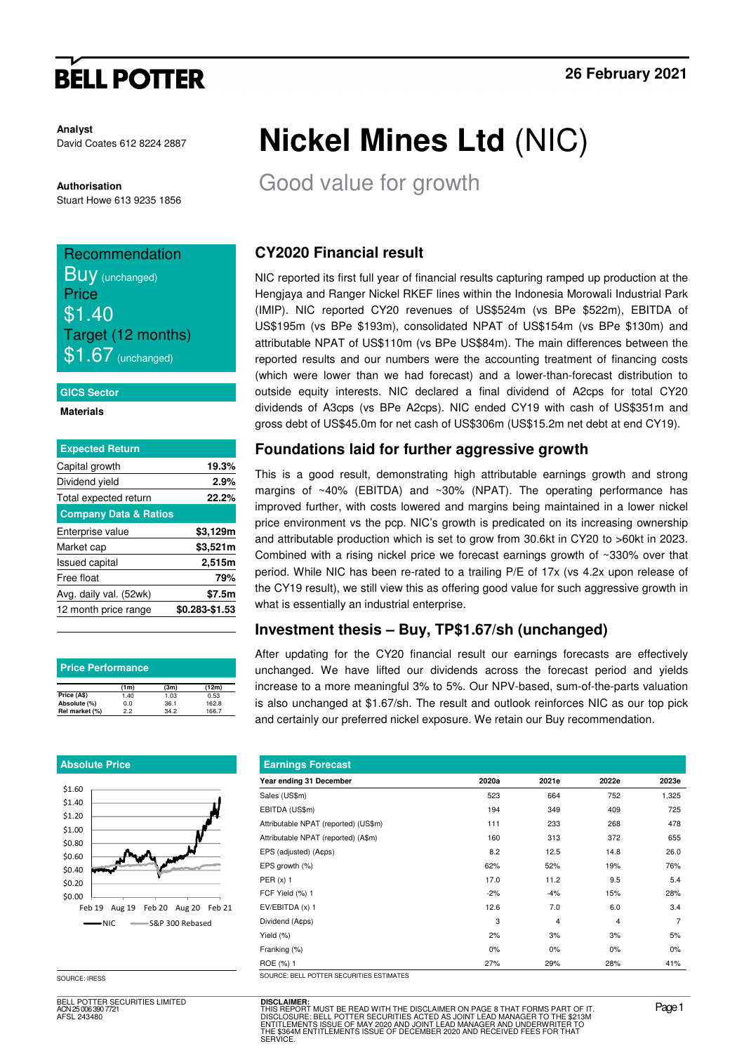BELL POTTER

26 February 2021

**Analyst**
David Coates 612 8224 2887

**Authorisation**
Stuart Howe 613 9235 1856

# Nickel Mines Ltd (NIC)

## Good value for growth

**Recommendation**
Buy (unchanged)
**Price**
$1.40
**Target (12 months)**
$1.67 (unchanged)

**GICS Sector**
Materials

| Expected Return | |
|---|---|
| Capital growth | 19.3% |
| Dividend yield | 2.9% |
| Total expected return | 22.2% |
| **Company Data & Ratios** | |
| Enterprise value | $3,129m |
| Market cap | $3,521m |
| Issued capital | 2,515m |
| Free float | 79% |
| Avg. daily val. (52wk) | $7.5m |
| 12 month price range | $0.283-$1.53 |

**Price Performance**

| | (1m) | (3m) | (12m) |
|---|---|---|---|
| Price (A$) | 1.40 | 1.03 | 0.53 |
| Absolute (%) | 0.0 | 36.1 | 162.8 |
| Rel market (%) | 2.2 | 34.2 | 166.7 |

**Absolute Price**

SOURCE: IRESS

### CY2020 Financial result

NIC reported its first full year of financial results capturing ramped up production at the Hengjaya and Ranger Nickel RKEF lines within the Indonesia Morowali Industrial Park (IMIP). NIC reported CY20 revenues of US$524m (vs BPe $522m), EBITDA of US$195m (vs BPe $193m), consolidated NPAT of US$154m (vs BPe $130m) and attributable NPAT of US$110m (vs BPe US$84m). The main differences between the reported results and our numbers were the accounting treatment of financing costs (which were lower than we had forecast) and a lower-than-forecast distribution to outside equity interests. NIC declared a final dividend of A2cps for total CY20 dividends of A3cps (vs BPe A2cps). NIC ended CY19 with cash of US$351m and gross debt of US$45.0m for net cash of US$306m (US$15.2m net debt at end CY19).

### Foundations laid for further aggressive growth

This is a good result, demonstrating high attributable earnings growth and strong margins of ~40% (EBITDA) and ~30% (NPAT). The operating performance has improved further, with costs lowered and margins being maintained in a lower nickel price environment vs the pcp. NIC's growth is predicated on its increasing ownership and attributable production which is set to grow from 30.6kt in CY20 to >60kt in 2023. Combined with a rising nickel price we forecast earnings growth of ~330% over that period. While NIC has been re-rated to a trailing P/E of 17x (vs 4.2x upon release of the CY19 result), we still view this as offering good value for such aggressive growth in what is essentially an industrial enterprise.

### Investment thesis – Buy, TP$1.67/sh (unchanged)

After updating for the CY20 financial result our earnings forecasts are effectively unchanged. We have lifted our dividends across the forecast period and yields increase to a more meaningful 3% to 5%. Our NPV-based, sum-of-the-parts valuation is also unchanged at $1.67/sh. The result and outlook reinforces NIC as our top pick and certainly our preferred nickel exposure. We retain our Buy recommendation.

**Earnings Forecast**

| Year ending 31 December | 2020a | 2021e | 2022e | 2023e |
|---|---|---|---|---|
| Sales (US$m) | 523 | 664 | 752 | 1,325 |
| EBITDA (US$m) | 194 | 349 | 409 | 725 |
| Attributable NPAT (reported) (US$m) | 111 | 233 | 268 | 478 |
| Attributable NPAT (reported) (A$m) | 160 | 313 | 372 | 655 |
| EPS (adjusted) (A¢ps) | 8.2 | 12.5 | 14.8 | 26.0 |
| EPS growth (%) | 62% | 52% | 19% | 76% |
| PER (x) 1 | 17.0 | 11.2 | 9.5 | 5.4 |
| FCF Yield (%) 1 | -2% | -4% | 15% | 28% |
| EV/EBITDA (x) 1 | 12.6 | 7.0 | 6.0 | 3.4 |
| Dividend (A¢ps) | 3 | 4 | 4 | 7 |
| Yield (%) | 2% | 3% | 3% | 5% |
| Franking (%) | 0% | 0% | 0% | 0% |
| ROE (%) 1 | 27% | 29% | 28% | 41% |

SOURCE: BELL POTTER SECURITIES ESTIMATES

BELL POTTER SECURITIES LIMITED
ACN 25 006 390 7721
AFSL 243480

**DISCLAIMER:**
THIS REPORT MUST BE READ WITH THE DISCLAIMER ON PAGE 8 THAT FORMS PART OF IT.
DISCLOSURE: BELL POTTER SECURITIES ACTED AS JOINT LEAD MANAGER TO THE $213M ENTITLEMENTS ISSUE OF MAY 2020 AND JOINT LEAD MANAGER AND UNDERWRITER TO THE $364M ENTITLEMENTS ISSUE OF DECEMBER 2020 AND RECEIVED FEES FOR THAT SERVICE.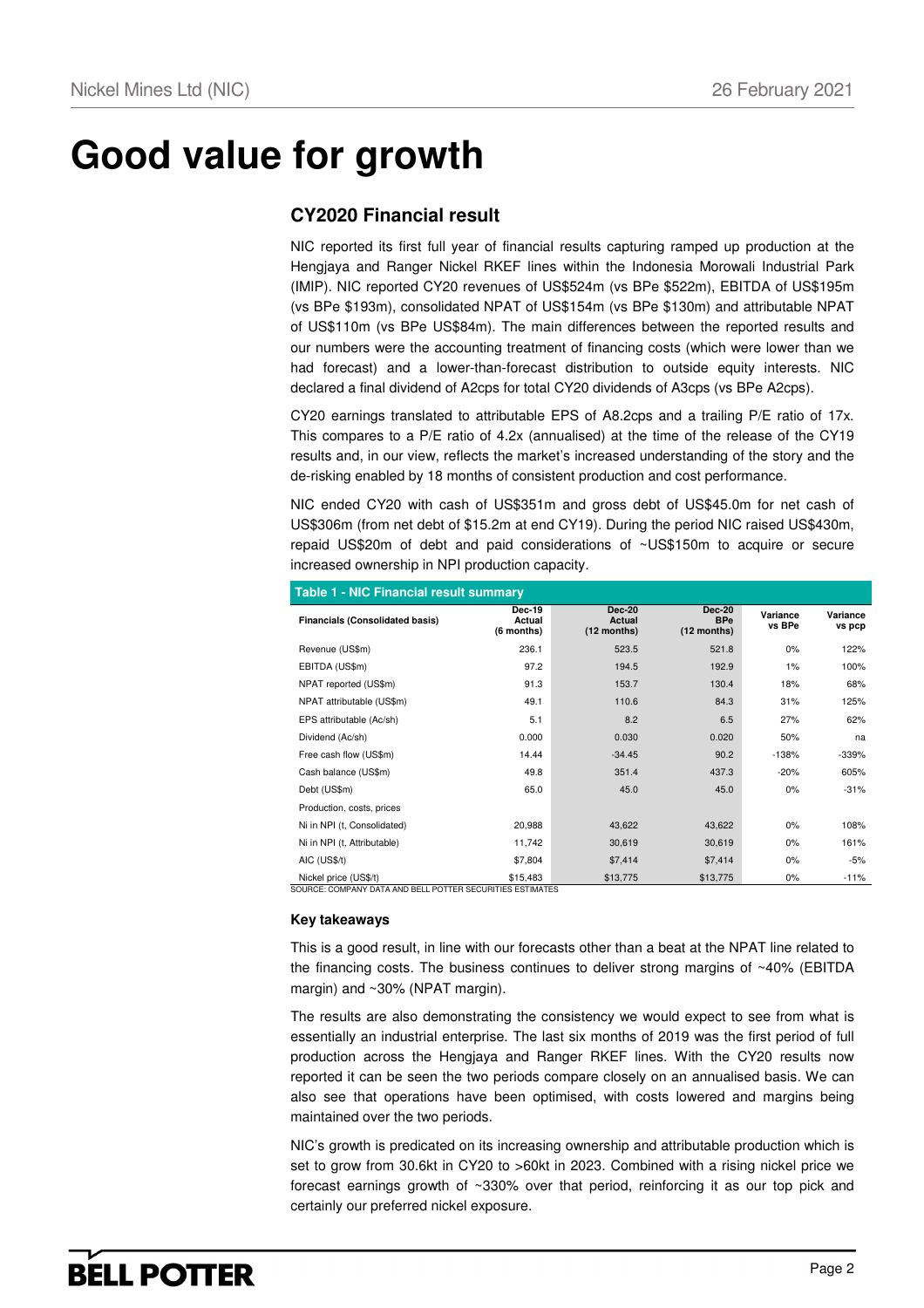# Good value for growth

## CY2020 Financial result

NIC reported its first full year of financial results capturing ramped up production at the Hengjaya and Ranger Nickel RKEF lines within the Indonesia Morowali Industrial Park (IMIP). NIC reported CY20 revenues of US$524m (vs BPe $522m), EBITDA of US$195m (vs BPe $193m), consolidated NPAT of US$154m (vs BPe $130m) and attributable NPAT of US$110m (vs BPe US$84m). The main differences between the reported results and our numbers were the accounting treatment of financing costs (which were lower than we had forecast) and a lower-than-forecast distribution to outside equity interests. NIC declared a final dividend of A2cps for total CY20 dividends of A3cps (vs BPe A2cps).

CY20 earnings translated to attributable EPS of A8.2cps and a trailing P/E ratio of 17x. This compares to a P/E ratio of 4.2x (annualised) at the time of the release of the CY19 results and, in our view, reflects the market's increased understanding of the story and the de-risking enabled by 18 months of consistent production and cost performance.

NIC ended CY20 with cash of US$351m and gross debt of US$45.0m for net cash of US$306m (from net debt of $15.2m at end CY19). During the period NIC raised US$430m, repaid US$20m of debt and paid considerations of ~US$150m to acquire or secure increased ownership in NPI production capacity.

**Table 1 - NIC Financial result summary**

| Financials (Consolidated basis) | Dec-19 Actual (6 months) | Dec-20 Actual (12 months) | Dec-20 BPe (12 months) | Variance vs BPe | Variance vs pcp |
|---|---|---|---|---|---|
| Revenue (US$m) | 236.1 | 523.5 | 521.8 | 0% | 122% |
| EBITDA (US$m) | 97.2 | 194.5 | 192.9 | 1% | 100% |
| NPAT reported (US$m) | 91.3 | 153.7 | 130.4 | 18% | 68% |
| NPAT attributable (US$m) | 49.1 | 110.6 | 84.3 | 31% | 125% |
| EPS attributable (Ac/sh) | 5.1 | 8.2 | 6.5 | 27% | 62% |
| Dividend (Ac/sh) | 0.000 | 0.030 | 0.020 | 50% | na |
| Free cash flow (US$m) | 14.44 | -34.45 | 90.2 | -138% | -339% |
| Cash balance (US$m) | 49.8 | 351.4 | 437.3 | -20% | 605% |
| Debt (US$m) | 65.0 | 45.0 | 45.0 | 0% | -31% |
| Production, costs, prices | | | | | |
| Ni in NPI (t, Consolidated) | 20,988 | 43,622 | 43,622 | 0% | 108% |
| Ni in NPI (t, Attributable) | 11,742 | 30,619 | 30,619 | 0% | 161% |
| AIC (US$/t) | $7,804 | $7,414 | $7,414 | 0% | -5% |
| Nickel price (US$/t) | $15,483 | $13,775 | $13,775 | 0% | -11% |

SOURCE: COMPANY DATA AND BELL POTTER SECURITIES ESTIMATES

**Key takeaways**

This is a good result, in line with our forecasts other than a beat at the NPAT line related to the financing costs. The business continues to deliver strong margins of ~40% (EBITDA margin) and ~30% (NPAT margin).

The results are also demonstrating the consistency we would expect to see from what is essentially an industrial enterprise. The last six months of 2019 was the first period of full production across the Hengjaya and Ranger RKEF lines. With the CY20 results now reported it can be seen the two periods compare closely on an annualised basis. We can also see that operations have been optimised, with costs lowered and margins being maintained over the two periods.

NIC's growth is predicated on its increasing ownership and attributable production which is set to grow from 30.6kt in CY20 to >60kt in 2023. Combined with a rising nickel price we forecast earnings growth of ~330% over that period, reinforcing it as our top pick and certainly our preferred nickel exposure.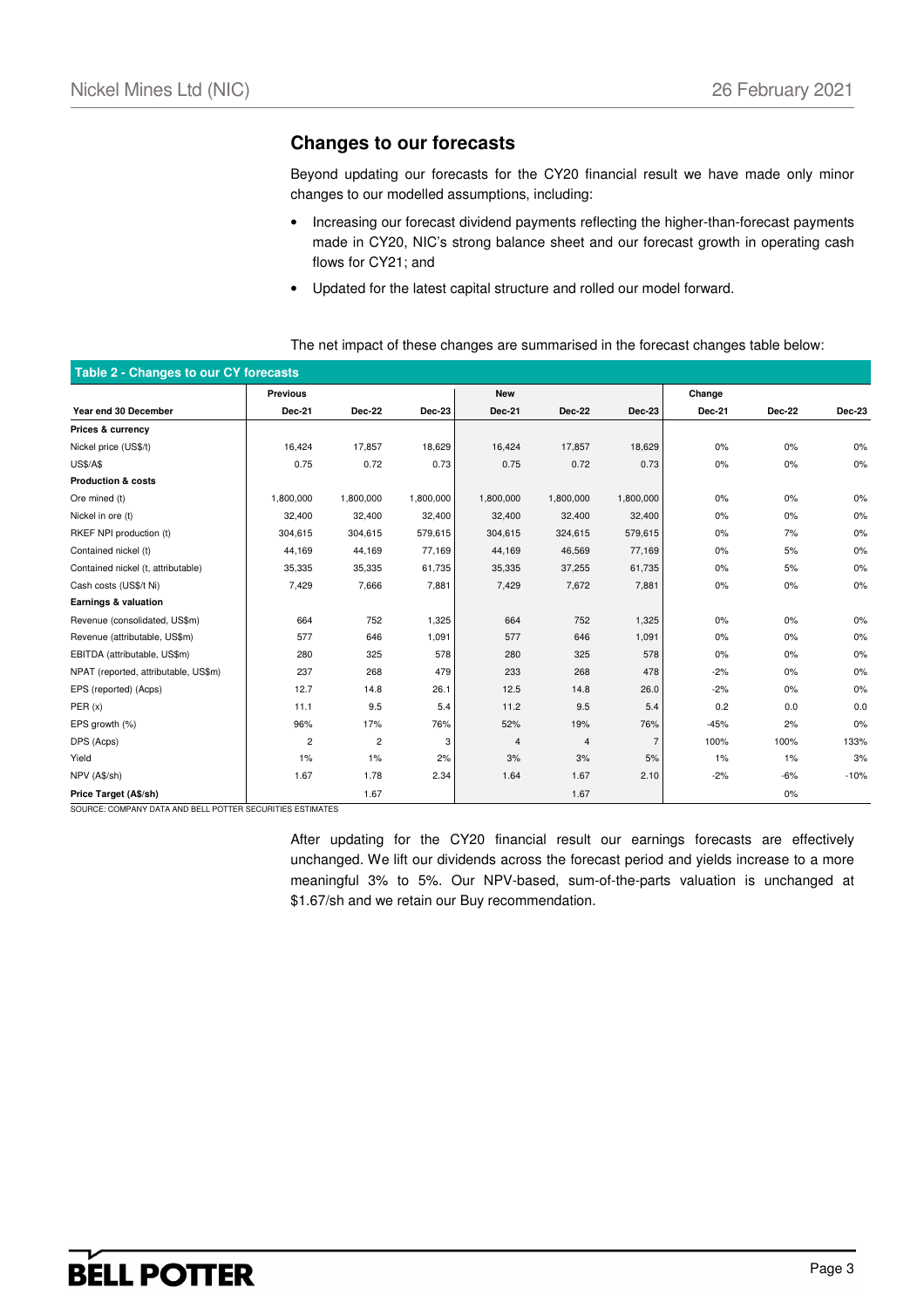## Changes to our forecasts

Beyond updating our forecasts for the CY20 financial result we have made only minor changes to our modelled assumptions, including:

- Increasing our forecast dividend payments reflecting the higher-than-forecast payments made in CY20, NIC's strong balance sheet and our forecast growth in operating cash flows for CY21; and
- Updated for the latest capital structure and rolled our model forward.

The net impact of these changes are summarised in the forecast changes table below:

**Table 2 - Changes to our CY forecasts**

| | Previous | | | New | | | Change | | |
|---|---|---|---|---|---|---|---|---|---|
| **Year end 30 December** | **Dec-21** | **Dec-22** | **Dec-23** | **Dec-21** | **Dec-22** | **Dec-23** | **Dec-21** | **Dec-22** | **Dec-23** |
| **Prices & currency** | | | | | | | | | |
| Nickel price (US$/t) | 16,424 | 17,857 | 18,629 | 16,424 | 17,857 | 18,629 | 0% | 0% | 0% |
| US$/A$ | 0.75 | 0.72 | 0.73 | 0.75 | 0.72 | 0.73 | 0% | 0% | 0% |
| **Production & costs** | | | | | | | | | |
| Ore mined (t) | 1,800,000 | 1,800,000 | 1,800,000 | 1,800,000 | 1,800,000 | 1,800,000 | 0% | 0% | 0% |
| Nickel in ore (t) | 32,400 | 32,400 | 32,400 | 32,400 | 32,400 | 32,400 | 0% | 0% | 0% |
| RKEF NPI production (t) | 304,615 | 304,615 | 579,615 | 304,615 | 324,615 | 579,615 | 0% | 7% | 0% |
| Contained nickel (t) | 44,169 | 44,169 | 77,169 | 44,169 | 46,569 | 77,169 | 0% | 5% | 0% |
| Contained nickel (t, attributable) | 35,335 | 35,335 | 61,735 | 35,335 | 37,255 | 61,735 | 0% | 5% | 0% |
| Cash costs (US$/t Ni) | 7,429 | 7,666 | 7,881 | 7,429 | 7,672 | 7,881 | 0% | 0% | 0% |
| **Earnings & valuation** | | | | | | | | | |
| Revenue (consolidated, US$m) | 664 | 752 | 1,325 | 664 | 752 | 1,325 | 0% | 0% | 0% |
| Revenue (attributable, US$m) | 577 | 646 | 1,091 | 577 | 646 | 1,091 | 0% | 0% | 0% |
| EBITDA (attributable, US$m) | 280 | 325 | 578 | 280 | 325 | 578 | 0% | 0% | 0% |
| NPAT (reported, attributable, US$m) | 237 | 268 | 479 | 233 | 268 | 478 | -2% | 0% | 0% |
| EPS (reported) (Acps) | 12.7 | 14.8 | 26.1 | 12.5 | 14.8 | 26.0 | -2% | 0% | 0% |
| PER (x) | 11.1 | 9.5 | 5.4 | 11.2 | 9.5 | 5.4 | 0.2 | 0.0 | 0.0 |
| EPS growth (%) | 96% | 17% | 76% | 52% | 19% | 76% | -45% | 2% | 0% |
| DPS (Acps) | 2 | 2 | 3 | 4 | 4 | 7 | 100% | 100% | 133% |
| Yield | 1% | 1% | 2% | 3% | 3% | 5% | 1% | 1% | 3% |
| NPV (A$/sh) | 1.67 | 1.78 | 2.34 | 1.64 | 1.67 | 2.10 | -2% | -6% | -10% |
| **Price Target (A$/sh)** | | 1.67 | | | 1.67 | | | 0% | |

SOURCE: COMPANY DATA AND BELL POTTER SECURITIES ESTIMATES

After updating for the CY20 financial result our earnings forecasts are effectively unchanged. We lift our dividends across the forecast period and yields increase to a more meaningful 3% to 5%. Our NPV-based, sum-of-the-parts valuation is unchanged at $1.67/sh and we retain our Buy recommendation.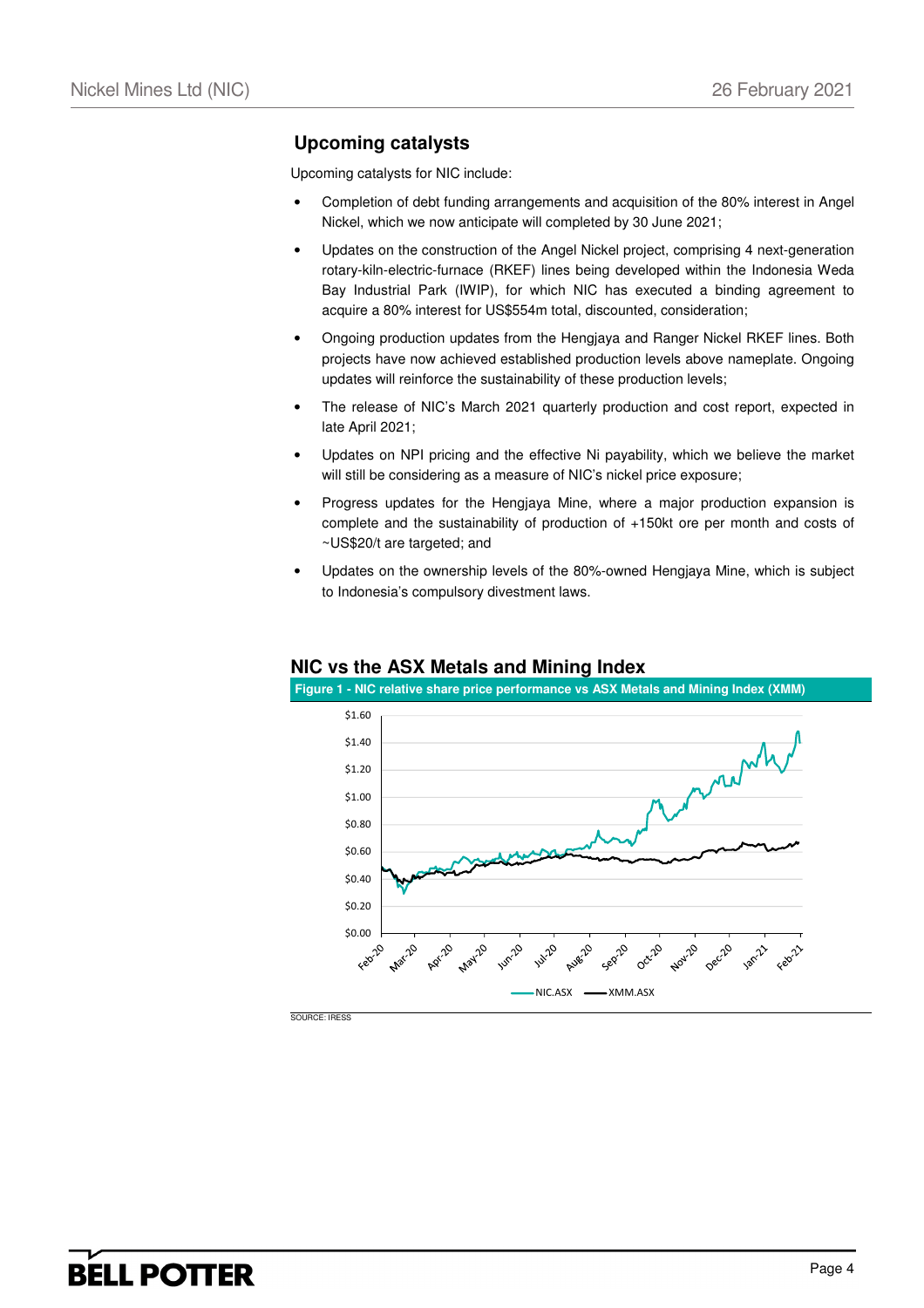## Upcoming catalysts

Upcoming catalysts for NIC include:

- Completion of debt funding arrangements and acquisition of the 80% interest in Angel Nickel, which we now anticipate will completed by 30 June 2021;
- Updates on the construction of the Angel Nickel project, comprising 4 next-generation rotary-kiln-electric-furnace (RKEF) lines being developed within the Indonesia Weda Bay Industrial Park (IWIP), for which NIC has executed a binding agreement to acquire a 80% interest for US$554m total, discounted, consideration;
- Ongoing production updates from the Hengjaya and Ranger Nickel RKEF lines. Both projects have now achieved established production levels above nameplate. Ongoing updates will reinforce the sustainability of these production levels;
- The release of NIC's March 2021 quarterly production and cost report, expected in late April 2021;
- Updates on NPI pricing and the effective Ni payability, which we believe the market will still be considering as a measure of NIC's nickel price exposure;
- Progress updates for the Hengjaya Mine, where a major production expansion is complete and the sustainability of production of +150kt ore per month and costs of ~US$20/t are targeted; and
- Updates on the ownership levels of the 80%-owned Hengjaya Mine, which is subject to Indonesia's compulsory divestment laws.

## NIC vs the ASX Metals and Mining Index

**Figure 1 - NIC relative share price performance vs ASX Metals and Mining Index (XMM)**

SOURCE: IRESS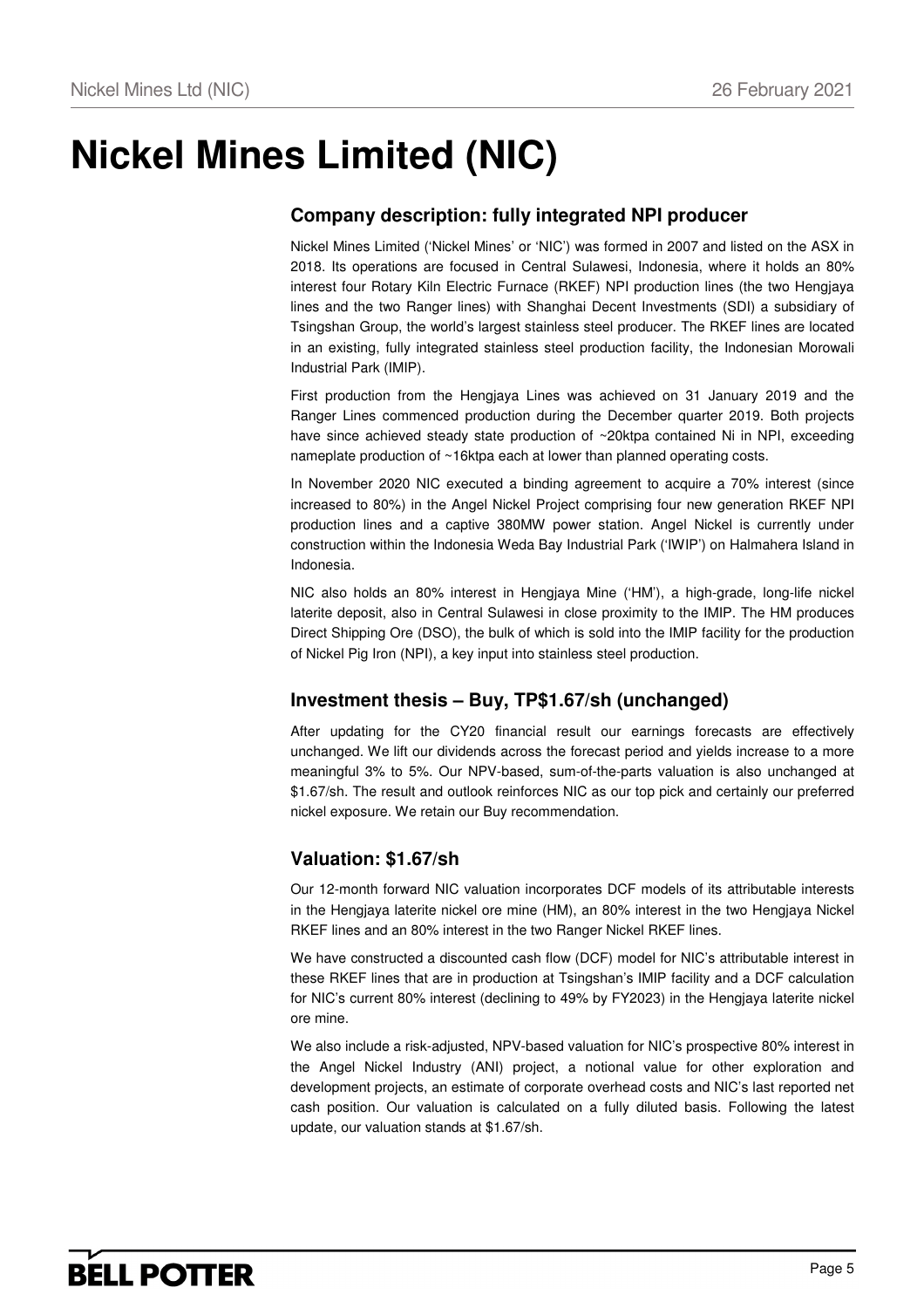# Nickel Mines Limited (NIC)

## Company description: fully integrated NPI producer

Nickel Mines Limited ('Nickel Mines' or 'NIC') was formed in 2007 and listed on the ASX in 2018. Its operations are focused in Central Sulawesi, Indonesia, where it holds an 80% interest four Rotary Kiln Electric Furnace (RKEF) NPI production lines (the two Hengjaya lines and the two Ranger lines) with Shanghai Decent Investments (SDI) a subsidiary of Tsingshan Group, the world's largest stainless steel producer. The RKEF lines are located in an existing, fully integrated stainless steel production facility, the Indonesian Morowali Industrial Park (IMIP).

First production from the Hengjaya Lines was achieved on 31 January 2019 and the Ranger Lines commenced production during the December quarter 2019. Both projects have since achieved steady state production of ~20ktpa contained Ni in NPI, exceeding nameplate production of ~16ktpa each at lower than planned operating costs.

In November 2020 NIC executed a binding agreement to acquire a 70% interest (since increased to 80%) in the Angel Nickel Project comprising four new generation RKEF NPI production lines and a captive 380MW power station. Angel Nickel is currently under construction within the Indonesia Weda Bay Industrial Park ('IWIP') on Halmahera Island in Indonesia.

NIC also holds an 80% interest in Hengjaya Mine ('HM'), a high-grade, long-life nickel laterite deposit, also in Central Sulawesi in close proximity to the IMIP. The HM produces Direct Shipping Ore (DSO), the bulk of which is sold into the IMIP facility for the production of Nickel Pig Iron (NPI), a key input into stainless steel production.

## Investment thesis – Buy, TP$1.67/sh (unchanged)

After updating for the CY20 financial result our earnings forecasts are effectively unchanged. We lift our dividends across the forecast period and yields increase to a more meaningful 3% to 5%. Our NPV-based, sum-of-the-parts valuation is also unchanged at $1.67/sh. The result and outlook reinforces NIC as our top pick and certainly our preferred nickel exposure. We retain our Buy recommendation.

## Valuation: $1.67/sh

Our 12-month forward NIC valuation incorporates DCF models of its attributable interests in the Hengjaya laterite nickel ore mine (HM), an 80% interest in the two Hengjaya Nickel RKEF lines and an 80% interest in the two Ranger Nickel RKEF lines.

We have constructed a discounted cash flow (DCF) model for NIC's attributable interest in these RKEF lines that are in production at Tsingshan's IMIP facility and a DCF calculation for NIC's current 80% interest (declining to 49% by FY2023) in the Hengjaya laterite nickel ore mine.

We also include a risk-adjusted, NPV-based valuation for NIC's prospective 80% interest in the Angel Nickel Industry (ANI) project, a notional value for other exploration and development projects, an estimate of corporate overhead costs and NIC's last reported net cash position. Our valuation is calculated on a fully diluted basis. Following the latest update, our valuation stands at $1.67/sh.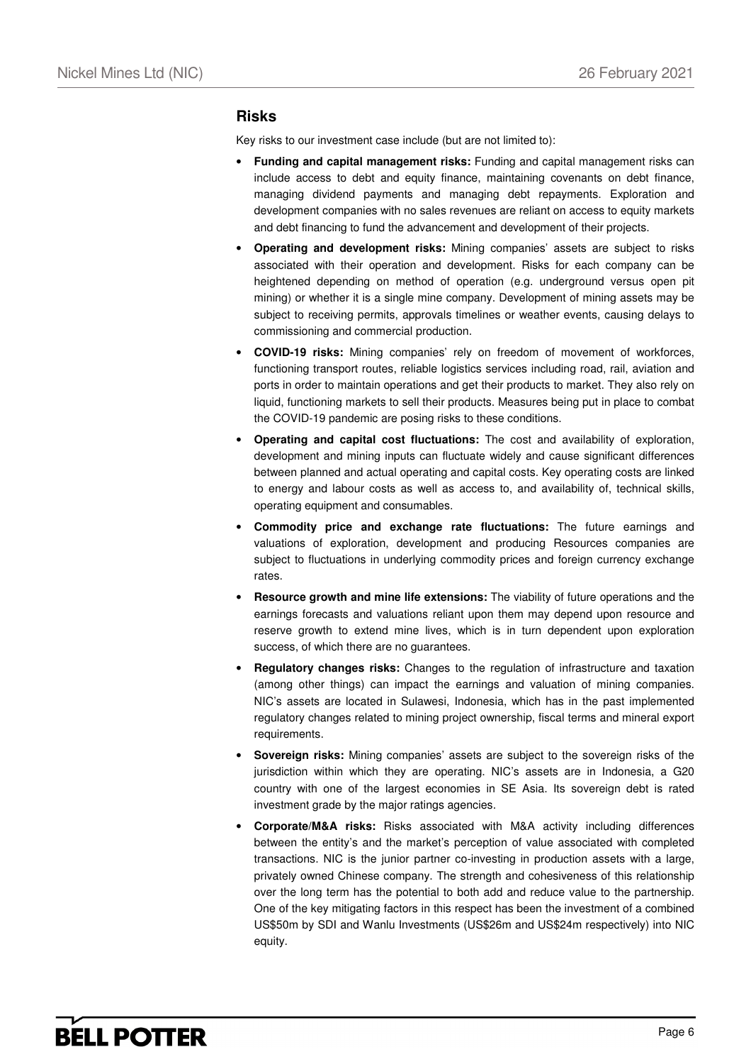## Risks

Key risks to our investment case include (but are not limited to):

- **Funding and capital management risks:** Funding and capital management risks can include access to debt and equity finance, maintaining covenants on debt finance, managing dividend payments and managing debt repayments. Exploration and development companies with no sales revenues are reliant on access to equity markets and debt financing to fund the advancement and development of their projects.
- **Operating and development risks:** Mining companies' assets are subject to risks associated with their operation and development. Risks for each company can be heightened depending on method of operation (e.g. underground versus open pit mining) or whether it is a single mine company. Development of mining assets may be subject to receiving permits, approvals timelines or weather events, causing delays to commissioning and commercial production.
- **COVID-19 risks:** Mining companies' rely on freedom of movement of workforces, functioning transport routes, reliable logistics services including road, rail, aviation and ports in order to maintain operations and get their products to market. They also rely on liquid, functioning markets to sell their products. Measures being put in place to combat the COVID-19 pandemic are posing risks to these conditions.
- **Operating and capital cost fluctuations:** The cost and availability of exploration, development and mining inputs can fluctuate widely and cause significant differences between planned and actual operating and capital costs. Key operating costs are linked to energy and labour costs as well as access to, and availability of, technical skills, operating equipment and consumables.
- **Commodity price and exchange rate fluctuations:** The future earnings and valuations of exploration, development and producing Resources companies are subject to fluctuations in underlying commodity prices and foreign currency exchange rates.
- **Resource growth and mine life extensions:** The viability of future operations and the earnings forecasts and valuations reliant upon them may depend upon resource and reserve growth to extend mine lives, which is in turn dependent upon exploration success, of which there are no guarantees.
- **Regulatory changes risks:** Changes to the regulation of infrastructure and taxation (among other things) can impact the earnings and valuation of mining companies. NIC's assets are located in Sulawesi, Indonesia, which has in the past implemented regulatory changes related to mining project ownership, fiscal terms and mineral export requirements.
- **Sovereign risks:** Mining companies' assets are subject to the sovereign risks of the jurisdiction within which they are operating. NIC's assets are in Indonesia, a G20 country with one of the largest economies in SE Asia. Its sovereign debt is rated investment grade by the major ratings agencies.
- **Corporate/M&A risks:** Risks associated with M&A activity including differences between the entity's and the market's perception of value associated with completed transactions. NIC is the junior partner co-investing in production assets with a large, privately owned Chinese company. The strength and cohesiveness of this relationship over the long term has the potential to both add and reduce value to the partnership. One of the key mitigating factors in this respect has been the investment of a combined US$50m by SDI and Wanlu Investments (US$26m and US$24m respectively) into NIC equity.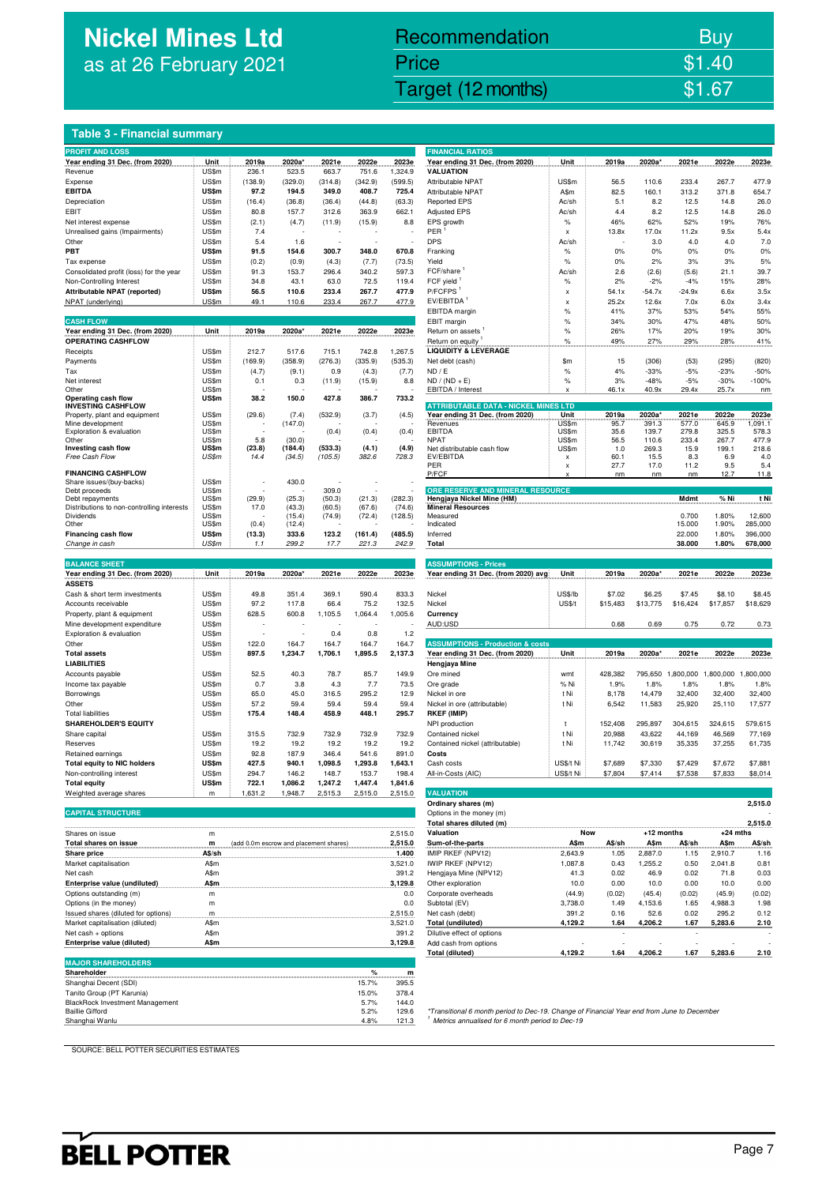# Nickel Mines Ltd
as at 26 February 2021

| Recommendation | Buy |
|---|---|
| Price | $1.40 |
| Target (12 months) | $1.67 |

## Table 3 - Financial summary

### PROFIT AND LOSS

| Year ending 31 Dec. (from 2020) | Unit | 2019a | 2020a* | 2021e | 2022e | 2023e |
|---|---|---|---|---|---|---|
| Revenue | US$m | 236.1 | 523.5 | 663.7 | 751.6 | 1,324.9 |
| Expense | US$m | (138.9) | (329.0) | (314.8) | (342.9) | (599.5) |
| **EBITDA** | **US$m** | **97.2** | **194.5** | **349.0** | **408.7** | **725.4** |
| Depreciation | US$m | (16.4) | (36.8) | (36.4) | (44.8) | (63.3) |
| EBIT | US$m | 80.8 | 157.7 | 312.6 | 363.9 | 662.1 |
| Net interest expense | US$m | (2.1) | (4.7) | (11.9) | (15.9) | 8.8 |
| Unrealised gains (Impairments) | US$m | 7.4 | - | - | - | - |
| Other | US$m | 5.4 | 1.6 | - | - | - |
| **PBT** | **US$m** | **91.5** | **154.6** | **300.7** | **348.0** | **670.8** |
| Tax expense | US$m | (0.2) | (0.9) | (4.3) | (7.7) | (73.5) |
| Consolidated profit (loss) for the year | US$m | 91.3 | 153.7 | 296.4 | 340.2 | 597.3 |
| Non-Controlling Interest | US$m | 34.8 | 43.1 | 63.0 | 72.5 | 119.4 |
| **Attributable NPAT (reported)** | **US$m** | **56.5** | **110.6** | **233.4** | **267.7** | **477.9** |
| NPAT (underlying) | US$m | 49.1 | 110.6 | 233.4 | 267.7 | 477.9 |

### CASH FLOW

| Year ending 31 Dec. (from 2020) | Unit | 2019a | 2020a* | 2021e | 2022e | 2023e |
|---|---|---|---|---|---|---|
| **OPERATING CASHFLOW** | | | | | | |
| Receipts | US$m | 212.7 | 517.6 | 715.1 | 742.8 | 1,267.5 |
| Payments | US$m | (169.9) | (358.9) | (276.3) | (335.9) | (535.3) |
| Tax | US$m | (4.7) | (9.1) | 0.9 | (4.3) | (7.7) |
| Net interest | US$m | 0.1 | 0.3 | (11.9) | (15.9) | 8.8 |
| Other | US$m | - | - | - | - | - |
| **Operating cash flow** | **US$m** | **38.2** | **150.0** | **427.8** | **386.7** | **733.2** |
| **INVESTING CASHFLOW** | | | | | | |
| Property, plant and equipment | US$m | (29.6) | (7.4) | (532.9) | (3.7) | (4.5) |
| Mine development | US$m | - | (147.0) | - | - | - |
| Exploration & evaluation | US$m | - | - | (0.4) | (0.4) | (0.4) |
| Other | US$m | 5.8 | (30.0) | - | - | - |
| **Investing cash flow** | **US$m** | **(23.8)** | **(184.4)** | **(533.3)** | **(4.1)** | **(4.9)** |
| *Free Cash Flow* | *US$m* | *14.4* | *(34.5)* | *(105.5)* | *382.6* | *728.3* |
| **FINANCING CASHFLOW** | | | | | | |
| Share issues/(buy-backs) | US$m | - | 430.0 | - | - | - |
| Debt proceeds | US$m | - | - | 309.0 | - | - |
| Debt repayments | US$m | (29.9) | (25.3) | (50.3) | (21.3) | (282.3) |
| Distributions to non-controlling interests | US$m | 17.0 | (43.3) | (60.5) | (67.6) | (74.6) |
| Dividends | US$m | - | (15.4) | (74.9) | (72.4) | (128.5) |
| Other | US$m | (0.4) | (12.4) | - | - | - |
| **Financing cash flow** | **US$m** | **(13.3)** | **333.6** | **123.2** | **(161.4)** | **(485.5)** |
| *Change in cash* | *US$m* | *1.1* | *299.2* | *17.7* | *221.3* | *242.9* |

### BALANCE SHEET

| Year ending 31 Dec. (from 2020) | Unit | 2019a | 2020a* | 2021e | 2022e | 2023e |
|---|---|---|---|---|---|---|
| **ASSETS** | | | | | | |
| Cash & short term investments | US$m | 49.8 | 351.4 | 369.1 | 590.4 | 833.3 |
| Accounts receivable | US$m | 97.2 | 117.8 | 66.4 | 75.2 | 132.5 |
| Property, plant & equipment | US$m | 628.5 | 600.8 | 1,105.5 | 1,064.4 | 1,005.6 |
| Mine development expenditure | US$m | - | - | - | - | - |
| Exploration & evaluation | US$m | - | - | 0.4 | 0.8 | 1.2 |
| Other | US$m | 122.0 | 164.7 | 164.7 | 164.7 | 164.7 |
| **Total assets** | **US$m** | **897.5** | **1,234.7** | **1,706.1** | **1,895.5** | **2,137.3** |
| **LIABILITIES** | | | | | | |
| Accounts payable | US$m | 52.5 | 40.3 | 78.7 | 85.7 | 149.9 |
| Income tax payable | US$m | 0.7 | 3.8 | 4.3 | 7.7 | 73.5 |
| Borrowings | US$m | 65.0 | 45.0 | 316.5 | 295.2 | 12.9 |
| Other | US$m | 57.2 | 59.4 | 59.4 | 59.4 | 59.4 |
| Total liabilities | US$m | 175.4 | 148.4 | 458.9 | 448.1 | 295.7 |
| **SHAREHOLDER'S EQUITY** | | | | | | |
| Share capital | US$m | 315.5 | 732.9 | 732.9 | 732.9 | 732.9 |
| Reserves | US$m | 19.2 | 19.2 | 19.2 | 19.2 | 19.2 |
| Retained earnings | US$m | 92.8 | 187.9 | 346.4 | 541.6 | 891.0 |
| **Total equity to NIC holders** | **US$m** | **427.5** | **940.1** | **1,098.5** | **1,293.8** | **1,643.1** |
| Non-controlling interest | US$m | 294.7 | 146.2 | 148.7 | 153.7 | 198.4 |
| **Total equity** | **US$m** | **722.1** | **1,086.2** | **1,247.2** | **1,447.4** | **1,841.6** |
| Weighted average shares | m | 1,631.2 | 1,948.7 | 2,515.3 | 2,515.0 | 2,515.0 |

### CAPITAL STRUCTURE

| | | | |
|---|---|---|---|
| Shares on issue | m | | 2,515.0 |
| **Total shares on issue** | **m** | (add 0.0m escrow and placement shares) | **2,515.0** |
| **Share price** | **A$/sh** | | **1.400** |
| Market capitalisation | A$m | | 3,521.0 |
| Net cash | A$m | | 391.2 |
| **Enterprise value (undiluted)** | **A$m** | | **3,129.8** |
| Options outstanding (m) | m | | 0.0 |
| Options (in the money) | m | | 0.0 |
| Issued shares (diluted for options) | m | | 2,515.0 |
| Market capitalisation (diluted) | A$m | | 3,521.0 |
| Net cash + options | A$m | | 391.2 |
| **Enterprise value (diluted)** | **A$m** | | **3,129.8** |

### MAJOR SHAREHOLDERS

| Shareholder | % | m |
|---|---|---|
| Shanghai Decent (SDI) | 15.7% | 395.5 |
| Tanito Group (PT Karunia) | 15.0% | 378.4 |
| BlackRock Investment Management | 5.7% | 144.0 |
| Baillie Gifford | 5.2% | 129.6 |
| Shanghai Wanlu | 4.8% | 121.3 |

### FINANCIAL RATIOS

| Year ending 31 Dec. (from 2020) | Unit | 2019a | 2020a* | 2021e | 2022e | 2023e |
|---|---|---|---|---|---|---|
| **VALUATION** | | | | | | |
| Attributable NPAT | US$m | 56.5 | 110.6 | 233.4 | 267.7 | 477.9 |
| Attributable NPAT | A$m | 82.5 | 160.1 | 313.2 | 371.8 | 654.7 |
| Reported EPS | Ac/sh | 5.1 | 8.2 | 12.5 | 14.8 | 26.0 |
| Adjusted EPS | Ac/sh | 4.4 | 8.2 | 12.5 | 14.8 | 26.0 |
| EPS growth | % | 46% | 62% | 52% | 19% | 76% |
| PER [1] | x | 13.8x | 17.0x | 11.2x | 9.5x | 5.4x |
| DPS | Ac/sh | - | 3.0 | 4.0 | 4.0 | 7.0 |
| Franking | % | 0% | 0% | 0% | 0% | 0% |
| Yield | % | 0% | 2% | 3% | 3% | 5% |
| FCF/share [1] | Ac/sh | 2.6 | (2.6) | (5.6) | 21.1 | 39.7 |
| FCF yield [1] | % | 2% | -2% | -4% | 15% | 28% |
| P/FCFPS [1] | x | 54.1x | -54.7x | -24.9x | 6.6x | 3.5x |
| EV/EBITDA [1] | x | 25.2x | 12.6x | 7.0x | 6.0x | 3.4x |
| EBITDA margin | % | 41% | 37% | 53% | 54% | 55% |
| EBIT margin | % | 34% | 30% | 47% | 48% | 50% |
| Return on assets [1] | % | 26% | 17% | 20% | 19% | 30% |
| Return on equity [1] | % | 49% | 27% | 29% | 28% | 41% |
| **LIQUIDITY & LEVERAGE** | | | | | | |
| Net debt (cash) | $m | 15 | (306) | (53) | (295) | (820) |
| ND / E | % | 4% | -33% | -5% | -23% | -50% |
| ND / (ND + E) | % | 3% | -48% | -5% | -30% | -100% |
| EBITDA / Interest | x | 46.1x | 40.9x | 29.4x | 25.7x | nm |

### ATTRIBUTABLE DATA - NICKEL MINES LTD

| Year ending 31 Dec. (from 2020) | Unit | 2019a | 2020a* | 2021e | 2022e | 2023e |
|---|---|---|---|---|---|---|
| Revenues | US$m | 95.7 | 391.3 | 577.0 | 645.9 | 1,091.1 |
| EBITDA | US$m | 35.6 | 139.7 | 279.8 | 325.5 | 578.3 |
| NPAT | US$m | 56.5 | 110.6 | 233.4 | 267.7 | 477.9 |
| Net distributable cash flow | US$m | 1.0 | 269.3 | 15.9 | 199.1 | 218.6 |
| EV/EBITDA | x | 60.1 | 15.5 | 8.3 | 6.9 | 4.0 |
| PER | x | 27.7 | 17.0 | 11.2 | 9.5 | 5.4 |
| P/FCF | x | nm | nm | nm | 12.7 | 11.8 |

### ORE RESERVE AND MINERAL RESOURCE

| Hengjaya Nickel Mine (HM) | Mdmt | % Ni | t Ni |
|---|---|---|---|
| **Mineral Resources** | | | |
| Measured | 0.700 | 1.80% | 12,600 |
| Indicated | 15.000 | 1.90% | 285,000 |
| Inferred | 22.000 | 1.80% | 396,000 |
| **Total** | **38.000** | **1.80%** | **678,000** |

### ASSUMPTIONS - Prices

| Year ending 31 Dec. (from 2020) avg | Unit | 2019a | 2020a* | 2021e | 2022e | 2023e |
|---|---|---|---|---|---|---|
| Nickel | US$/lb | $7.02 | $6.25 | $7.45 | $8.10 | $8.45 |
| Nickel | US$/t | $15,483 | $13,775 | $16,424 | $17,857 | $18,629 |
| **Currency** | | | | | | |
| AUD:USD | | 0.68 | 0.69 | 0.75 | 0.72 | 0.73 |

### ASSUMPTIONS - Production & costs

| Year ending 31 Dec. (from 2020) | Unit | 2019a | 2020a* | 2021e | 2022e | 2023e |
|---|---|---|---|---|---|---|
| **Hengjaya Mine** | | | | | | |
| Ore mined | wmt | 428,382 | 795,650 | 1,800,000 | 1,800,000 | 1,800,000 |
| Ore grade | % Ni | 1.9% | 1.8% | 1.8% | 1.8% | 1.8% |
| Nickel in ore | t Ni | 8,178 | 14,479 | 32,400 | 32,400 | 32,400 |
| Nickel in ore (attributable) | t Ni | 6,542 | 11,583 | 25,920 | 25,110 | 17,577 |
| **RKEF (IMIP)** | | | | | | |
| NPI production | t | 152,408 | 295,897 | 304,615 | 324,615 | 579,615 |
| Contained nickel | t Ni | 20,988 | 43,622 | 44,169 | 46,569 | 77,169 |
| Contained nickel (attributable) | t Ni | 11,742 | 30,619 | 35,335 | 37,255 | 61,735 |
| **Costs** | | | | | | |
| Cash costs | US$/t Ni | $7,689 | $7,330 | $7,429 | $7,672 | $7,881 |
| All-in-Costs (AIC) | US$/t Ni | $7,804 | $7,414 | $7,538 | $7,833 | $8,014 |

### VALUATION

| | | | | | | |
|---|---|---|---|---|---|---|
| Ordinary shares (m) | | | | | | 2,515.0 |
| Options in the money (m) | | | | | | - |
| **Total shares diluted (m)** | | | | | | **2,515.0** |

| Valuation | Now | | +12 months | | +24 mths | |
|---|---|---|---|---|---|---|
| **Sum-of-the-parts** | **A$m** | **A$/sh** | **A$m** | **A$/sh** | **A$m** | **A$/sh** |
| IMIP RKEF (NPV12) | 2,643.9 | 1.05 | 2,887.0 | 1.15 | 2,910.7 | 1.16 |
| IWIP RKEF (NPV12) | 1,087.8 | 0.43 | 1,255.2 | 0.50 | 2,041.8 | 0.81 |
| Hengjaya Mine (NPV12) | 41.3 | 0.02 | 46.9 | 0.02 | 71.8 | 0.03 |
| Other exploration | 10.0 | 0.00 | 10.0 | 0.00 | 10.0 | 0.00 |
| Corporate overheads | (44.9) | (0.02) | (45.4) | (0.02) | (45.9) | (0.02) |
| Subtotal (EV) | 3,738.0 | 1.49 | 4,153.6 | 1.65 | 4,988.3 | 1.98 |
| Net cash (debt) | 391.2 | 0.16 | 52.6 | 0.02 | 295.2 | 0.12 |
| **Total (undiluted)** | **4,129.2** | **1.64** | **4,206.2** | **1.67** | **5,283.6** | **2.10** |
| Dilutive effect of options | | - | | - | | - |
| Add cash from options | - | - | - | - | - | - |
| **Total (diluted)** | **4,129.2** | **1.64** | **4,206.2** | **1.67** | **5,283.6** | **2.10** |

*Transitional 6 month period to Dec-19. Change of Financial Year end from June to December

[1] Metrics annualised for 6 month period to Dec-19

SOURCE: BELL POTTER SECURITIES ESTIMATES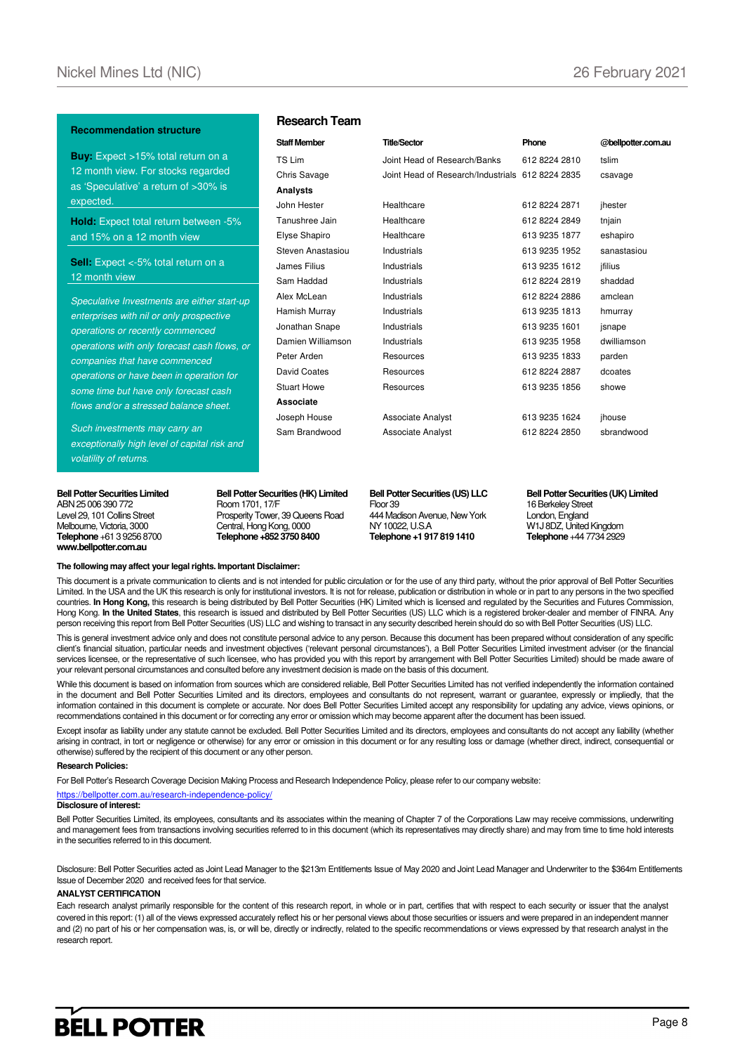### Recommendation structure

**Buy:** Expect >15% total return on a 12 month view. For stocks regarded as 'Speculative' a return of >30% is expected.

**Hold:** Expect total return between -5% and 15% on a 12 month view

**Sell:** Expect <-5% total return on a 12 month view

*Speculative Investments are either start-up enterprises with nil or only prospective operations or recently commenced operations with only forecast cash flows, or companies that have commenced operations or have been in operation for some time but have only forecast cash flows and/or a stressed balance sheet.*

*Such investments may carry an exceptionally high level of capital risk and volatility of returns.*

## Research Team

| Staff Member | Title/Sector | Phone | @bellpotter.com.au |
|---|---|---|---|
| TS Lim | Joint Head of Research/Banks | 612 8224 2810 | tslim |
| Chris Savage | Joint Head of Research/Industrials | 612 8224 2835 | csavage |
| **Analysts** | | | |
| John Hester | Healthcare | 612 8224 2871 | jhester |
| Tanushree Jain | Healthcare | 612 8224 2849 | tnjain |
| Elyse Shapiro | Healthcare | 613 9235 1877 | eshapiro |
| Steven Anastasiou | Industrials | 613 9235 1952 | sanastasiou |
| James Filius | Industrials | 613 9235 1612 | jfilius |
| Sam Haddad | Industrials | 612 8224 2819 | shaddad |
| Alex McLean | Industrials | 612 8224 2886 | amclean |
| Hamish Murray | Industrials | 613 9235 1813 | hmurray |
| Jonathan Snape | Industrials | 613 9235 1601 | jsnape |
| Damien Williamson | Industrials | 613 9235 1958 | dwilliamson |
| Peter Arden | Resources | 613 9235 1833 | parden |
| David Coates | Resources | 612 8224 2887 | dcoates |
| Stuart Howe | Resources | 613 9235 1856 | showe |
| **Associate** | | | |
| Joseph House | Associate Analyst | 613 9235 1624 | jhouse |
| Sam Brandwood | Associate Analyst | 612 8224 2850 | sbrandwood |

**Bell Potter Securities Limited**
ABN 25 006 390 772
Level 29, 101 Collins Street
Melbourne, Victoria, 3000
**Telephone** +61 3 9256 8700
**www.bellpotter.com.au**

**Bell Potter Securities (HK) Limited**
Room 1701, 17/F
Prosperity Tower, 39 Queens Road
Central, Hong Kong, 0000
**Telephone +852 3750 8400**

**Bell Potter Securities (US) LLC**
Floor 39
444 Madison Avenue, New York
NY 10022, U.S.A
**Telephone +1 917 819 1410**

**Bell Potter Securities (UK) Limited**
16 Berkeley Street
London, England
W1J 8DZ, United Kingdom
**Telephone** +44 7734 2929

**The following may affect your legal rights. Important Disclaimer:**

This document is a private communication to clients and is not intended for public circulation or for the use of any third party, without the prior approval of Bell Potter Securities Limited. In the USA and the UK this research is only for institutional investors. It is not for release, publication or distribution in whole or in part to any persons in the two specified countries. **In Hong Kong,** this research is being distributed by Bell Potter Securities (HK) Limited which is licensed and regulated by the Securities and Futures Commission, Hong Kong. **In the United States**, this research is issued and distributed by Bell Potter Securities (US) LLC which is a registered broker-dealer and member of FINRA. Any person receiving this report from Bell Potter Securities (US) LLC and wishing to transact in any security described herein should do so with Bell Potter Securities (US) LLC.

This is general investment advice only and does not constitute personal advice to any person. Because this document has been prepared without consideration of any specific client's financial situation, particular needs and investment objectives ('relevant personal circumstances'), a Bell Potter Securities Limited investment adviser (or the financial services licensee, or the representative of such licensee, who has provided you with this report by arrangement with Bell Potter Securities Limited) should be made aware of your relevant personal circumstances and consulted before any investment decision is made on the basis of this document.

While this document is based on information from sources which are considered reliable, Bell Potter Securities Limited has not verified independently the information contained in the document and Bell Potter Securities Limited and its directors, employees and consultants do not represent, warrant or guarantee, expressly or impliedly, that the information contained in this document is complete or accurate. Nor does Bell Potter Securities Limited accept any responsibility for updating any advice, views opinions, or recommendations contained in this document or for correcting any error or omission which may become apparent after the document has been issued.

Except insofar as liability under any statute cannot be excluded. Bell Potter Securities Limited and its directors, employees and consultants do not accept any liability (whether arising in contract, in tort or negligence or otherwise) for any error or omission in this document or for any resulting loss or damage (whether direct, indirect, consequential or otherwise) suffered by the recipient of this document or any other person.

**Research Policies:**

For Bell Potter's Research Coverage Decision Making Process and Research Independence Policy, please refer to our company website:

https://bellpotter.com.au/research-independence-policy/

**Disclosure of interest:**

Bell Potter Securities Limited, its employees, consultants and its associates within the meaning of Chapter 7 of the Corporations Law may receive commissions, underwriting and management fees from transactions involving securities referred to in this document (which its representatives may directly share) and may from time to time hold interests in the securities referred to in this document.

Disclosure: Bell Potter Securities acted as Joint Lead Manager to the $213m Entitlements Issue of May 2020 and Joint Lead Manager and Underwriter to the $364m Entitlements Issue of December 2020 and received fees for that service.

**ANALYST CERTIFICATION**

Each research analyst primarily responsible for the content of this research report, in whole or in part, certifies that with respect to each security or issuer that the analyst covered in this report: (1) all of the views expressed accurately reflect his or her personal views about those securities or issuers and were prepared in an independent manner and (2) no part of his or her compensation was, is, or will be, directly or indirectly, related to the specific recommendations or views expressed by that research analyst in the research report.